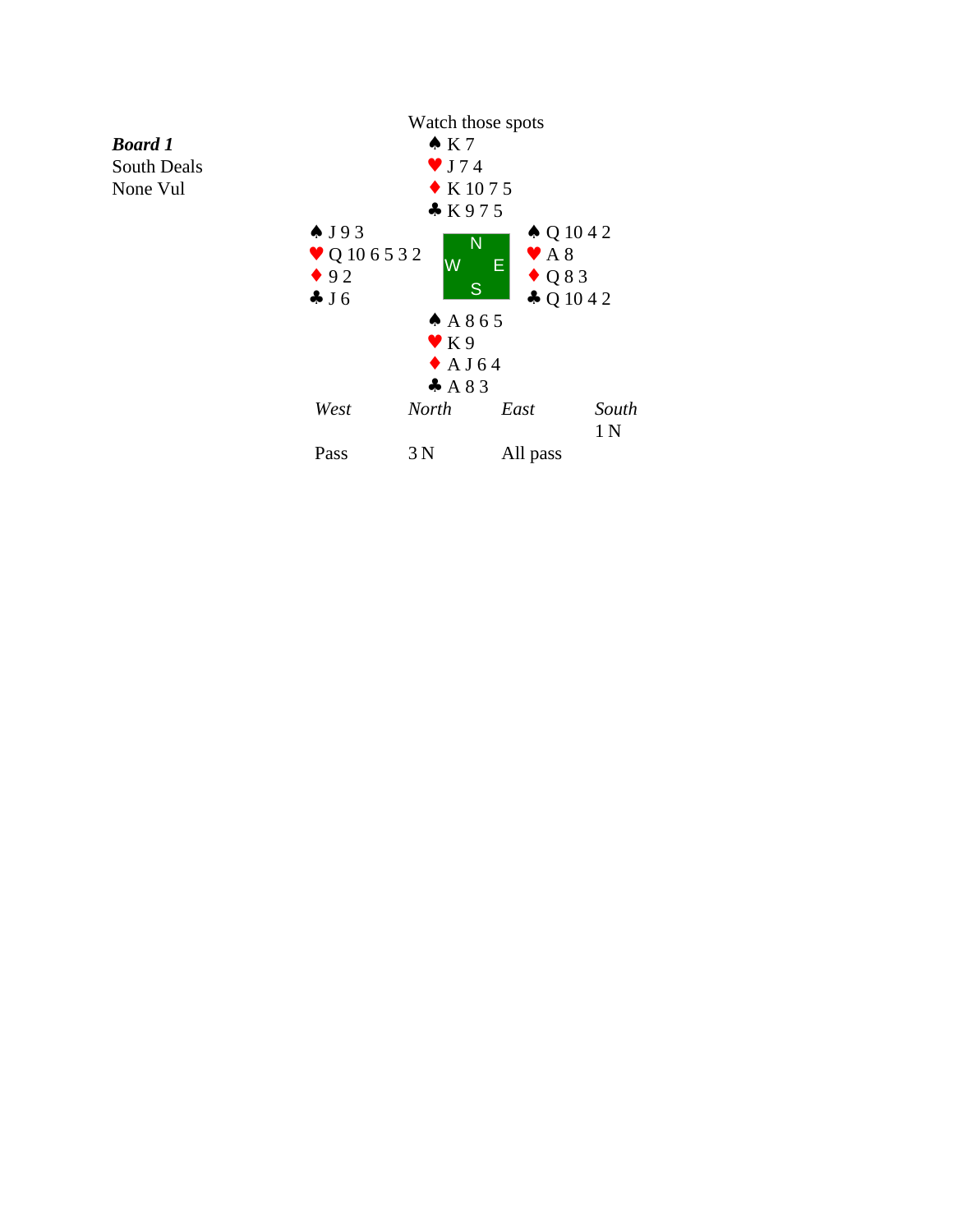**Board 1**
South Deals
None Vul

Watch those spots

**North**
♠ K 7
♥ J 7 4
♦ K 10 7 5
♣ K 9 7 5

**West**
♠ J 9 3
♥ Q 10 6 5 3 2
♦ 9 2
♣ J 6

**East**
♠ Q 10 4 2
♥ A 8
♦ Q 8 3
♣ Q 10 4 2

**South**
♠ A 8 6 5
♥ K 9
♦ A J 6 4
♣ A 8 3

| *West* | *North* | *East* | *South* |
|---|---|---|---|
| | | | 1 N |
| Pass | 3 N | All pass | |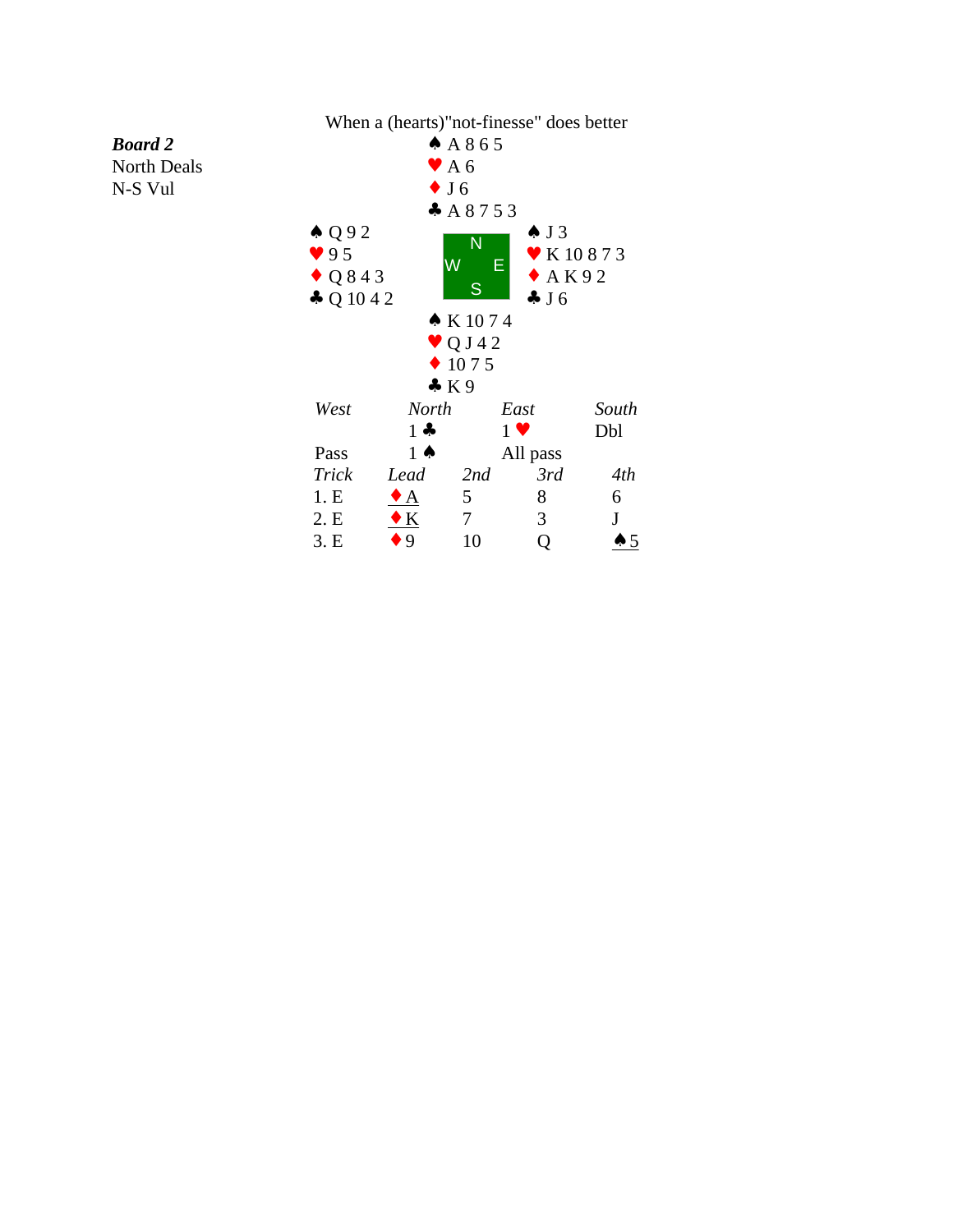When a (hearts)"not-finesse" does better

***Board 2***
North Deals
N-S Vul

**North**
♠ A 8 6 5
♥ A 6
♦ J 6
♣ A 8 7 5 3

**West**
♠ Q 9 2
♥ 9 5
♦ Q 8 4 3
♣ Q 10 4 2

**East**
♠ J 3
♥ K 10 8 7 3
♦ A K 9 2
♣ J 6

**South**
♠ K 10 7 4
♥ Q J 4 2
♦ 10 7 5
♣ K 9

| *West* | *North* | *East* | *South* |
|---|---|---|---|
| | 1 ♣ | 1 ♥ | Dbl |
| Pass | 1 ♠ | All pass | |

| *Trick* | *Lead* | *2nd* | *3rd* | *4th* |
|---|---|---|---|---|
| 1. E | ♦ A | 5 | 8 | 6 |
| 2. E | ♦ K | 7 | 3 | J |
| 3. E | ♦ 9 | 10 | Q | ♠ 5 |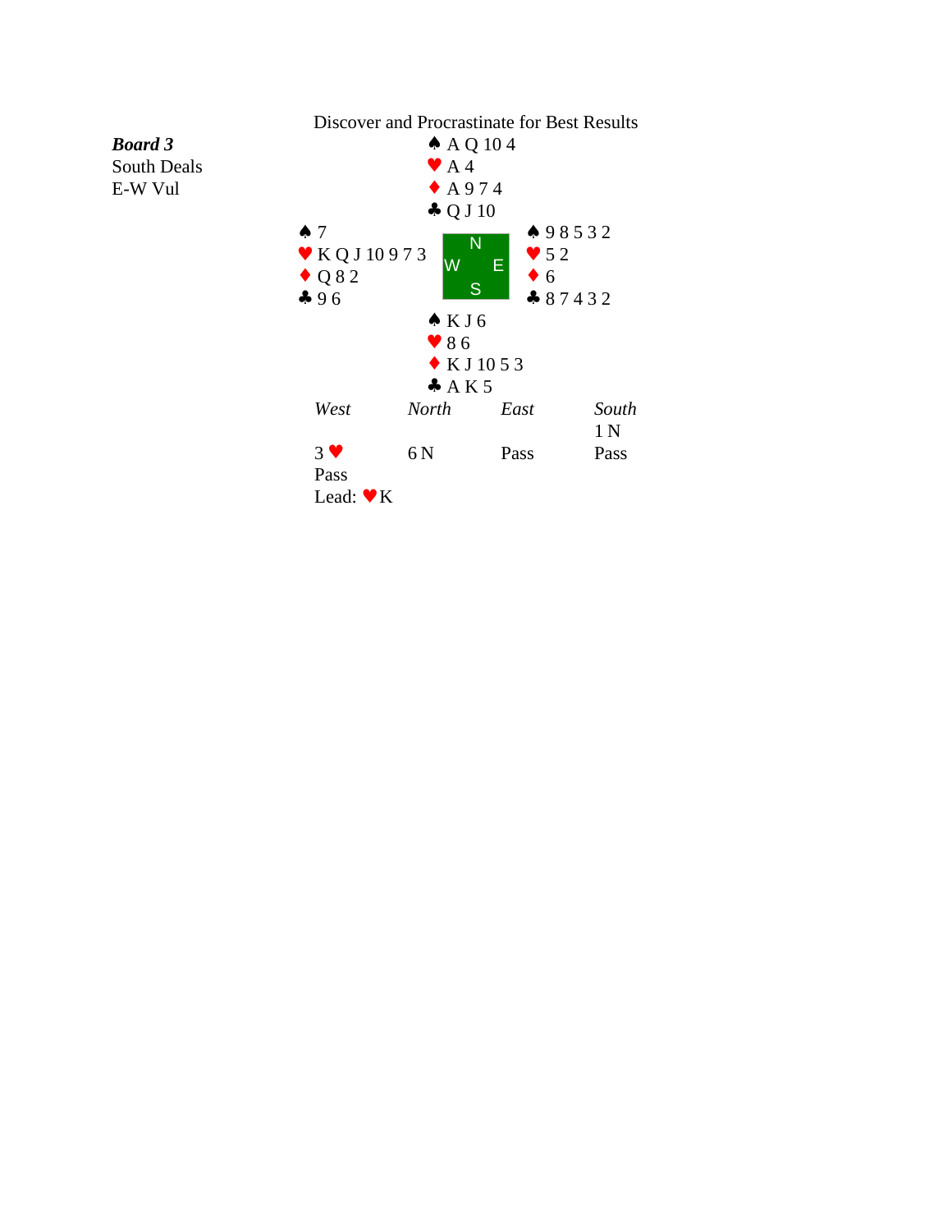# Discover and Procrastinate for Best Results

***Board 3***
South Deals
E-W Vul

**North**
♠ A Q 10 4
♥ A 4
♦ A 9 7 4
♣ Q J 10

**West**
♠ 7
♥ K Q J 10 9 7 3
♦ Q 8 2
♣ 9 6

**East**
♠ 9 8 5 3 2
♥ 5 2
♦ 6
♣ 8 7 4 3 2

**South**
♠ K J 6
♥ 8 6
♦ K J 10 5 3
♣ A K 5

| *West* | *North* | *East* | *South* |
|---|---|---|---|
| | | | 1 N |
| 3 ♥ | 6 N | Pass | Pass |
| Pass | | | |

Lead: ♥K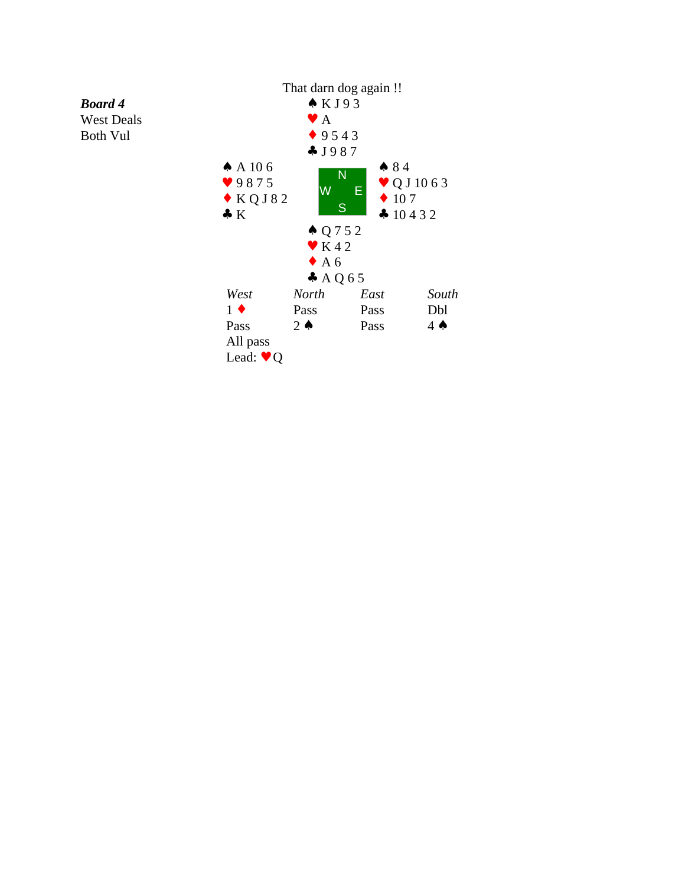**Board 4**
West Deals
Both Vul

That darn dog again !!

**North**
♠ K J 9 3
♥ A
♦ 9 5 4 3
♣ J 9 8 7

**West**
♠ A 10 6
♥ 9 8 7 5
♦ K Q J 8 2
♣ K

**East**
♠ 8 4
♥ Q J 10 6 3
♦ 10 7
♣ 10 4 3 2

**South**
♠ Q 7 5 2
♥ K 4 2
♦ A 6
♣ A Q 6 5

| *West* | *North* | *East* | *South* |
|---|---|---|---|
| 1 ♦ | Pass | Pass | Dbl |
| Pass | 2 ♠ | Pass | 4 ♠ |
| All pass | | | |

Lead: ♥Q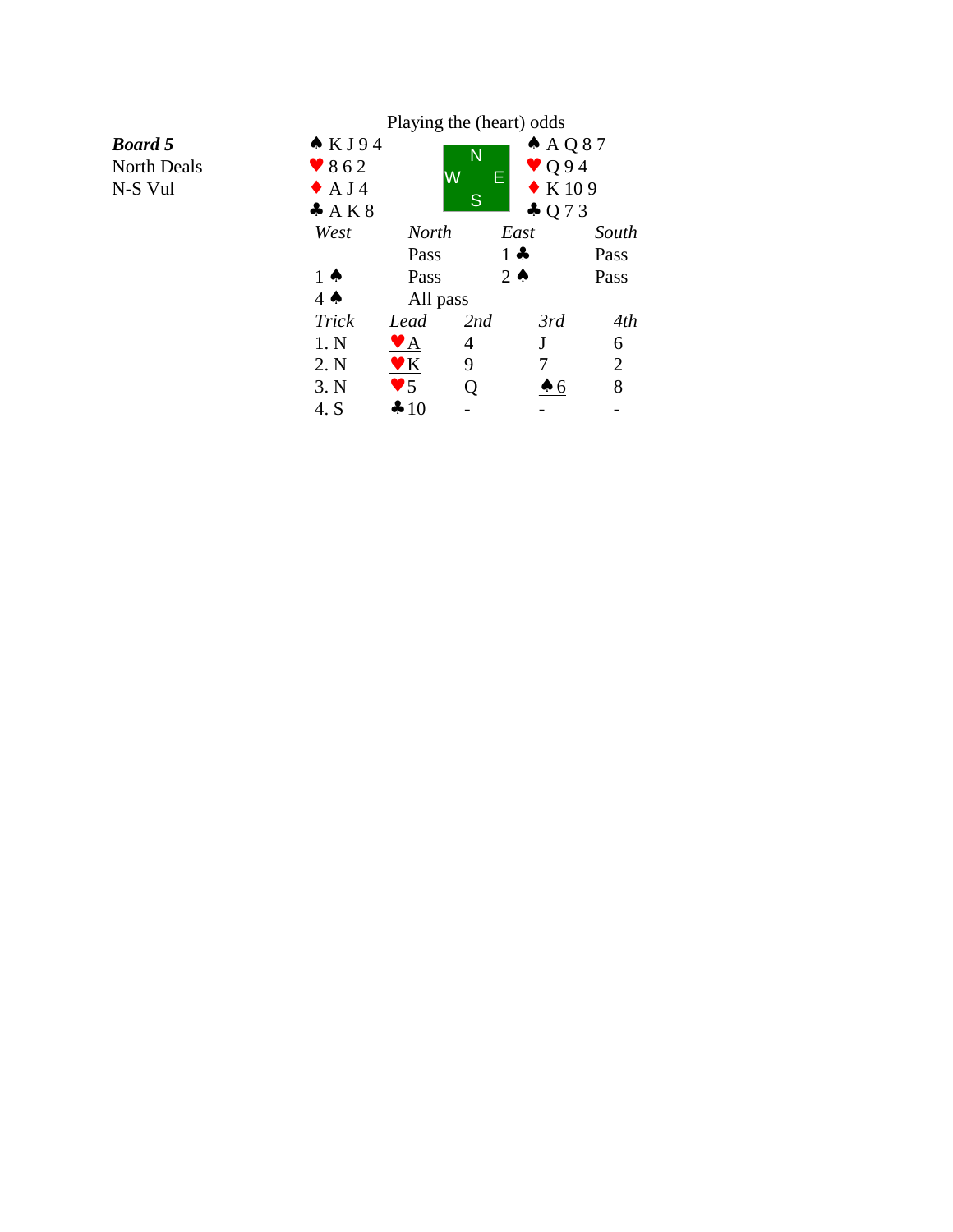Playing the (heart) odds

***Board 5***
North Deals
N-S Vul

| West | | East |
|---|---|---|
| ♠ K J 9 4 | N / W E / S | ♠ A Q 8 7 |
| ♥ 8 6 2 | | ♥ Q 9 4 |
| ♦ A J 4 | | ♦ K 10 9 |
| ♣ A K 8 | | ♣ Q 7 3 |

| *West* | *North* | *East* | *South* |
|---|---|---|---|
| | Pass | 1 ♣ | Pass |
| 1 ♠ | Pass | 2 ♠ | Pass |
| 4 ♠ | All pass | | |

| *Trick* | *Lead* | *2nd* | *3rd* | *4th* |
|---|---|---|---|---|
| 1. N | ♥A | 4 | J | 6 |
| 2. N | ♥K | 9 | 7 | 2 |
| 3. N | ♥5 | Q | ♠6 | 8 |
| 4. S | ♣10 | - | - | - |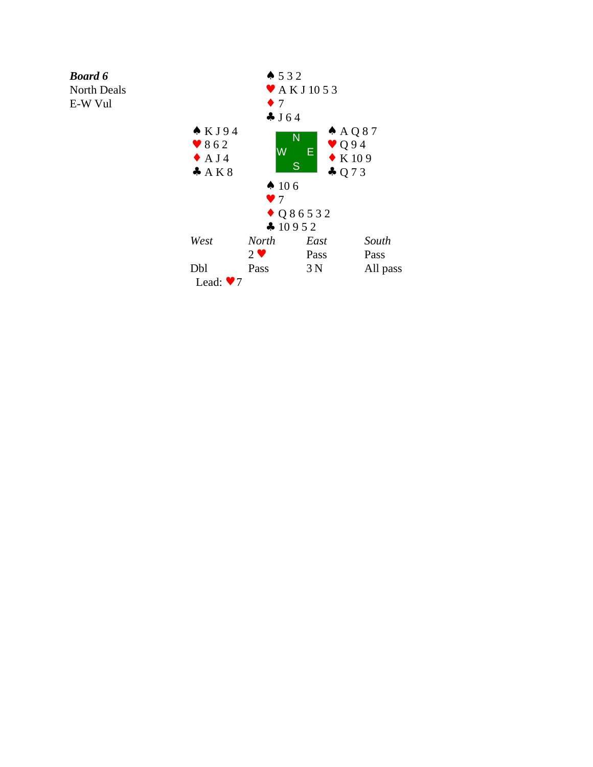***Board 6***
North Deals
E-W Vul

**North**
♠ 5 3 2
♥ A K J 10 5 3
♦ 7
♣ J 6 4

**West**
♠ K J 9 4
♥ 8 6 2
♦ A J 4
♣ A K 8

**East**
♠ A Q 8 7
♥ Q 9 4
♦ K 10 9
♣ Q 7 3

**South**
♠ 10 6
♥ 7
♦ Q 8 6 5 3 2
♣ 10 9 5 2

| *West* | *North* | *East* | *South* |
|---|---|---|---|
| | 2 ♥ | Pass | Pass |
| Dbl | Pass | 3 N | All pass |

Lead: ♥ 7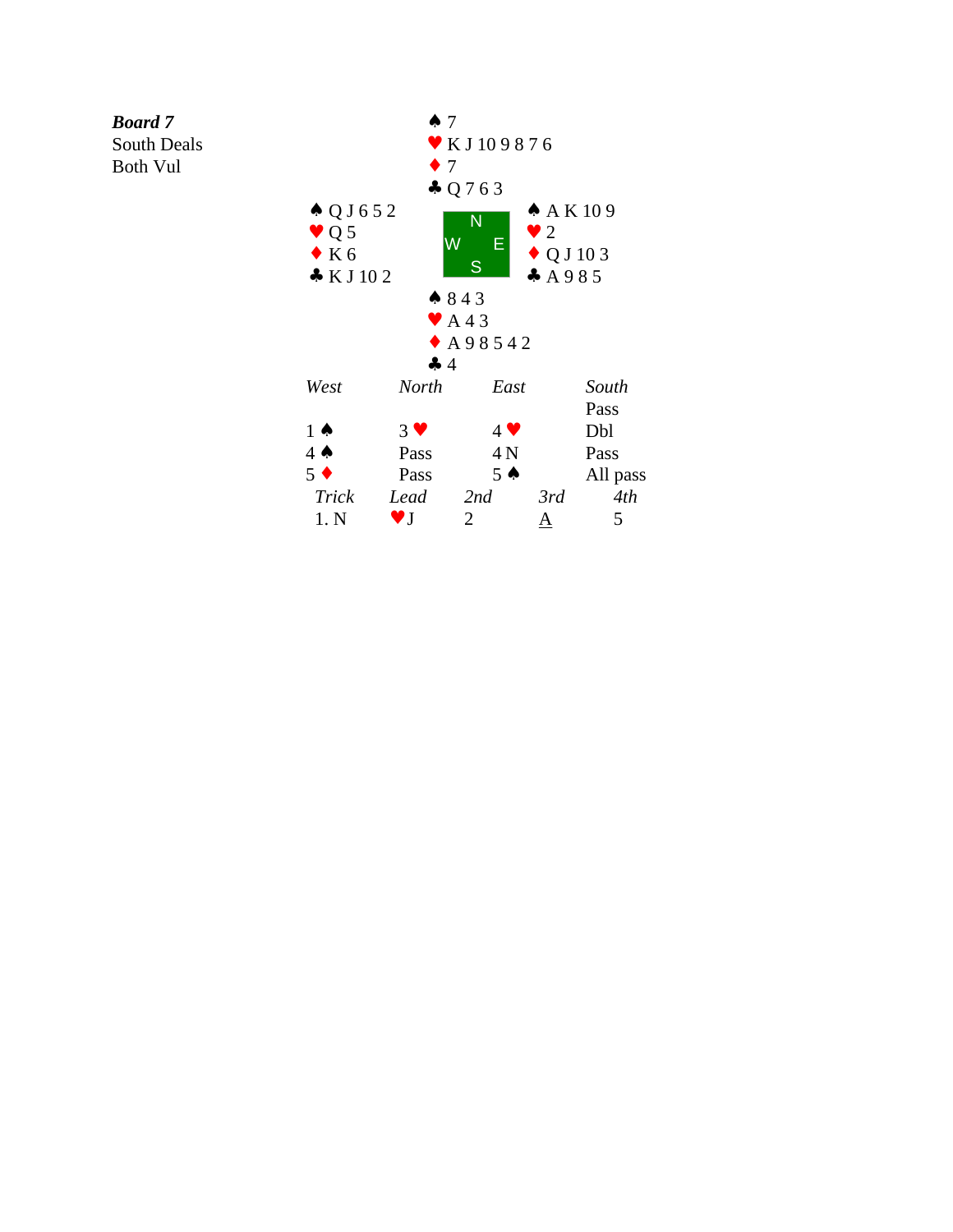***Board 7***
South Deals
Both Vul

| | North | |
|---|---|---|
| | ♠ 7<br>♥ K J 10 9 8 7 6<br>♦ 7<br>♣ Q 7 6 3 | |
| **West**<br>♠ Q J 6 5 2<br>♥ Q 5<br>♦ K 6<br>♣ K J 10 2 | | **East**<br>♠ A K 10 9<br>♥ 2<br>♦ Q J 10 3<br>♣ A 9 8 5 |
| | ♠ 8 4 3<br>♥ A 4 3<br>♦ A 9 8 5 4 2<br>♣ 4 | |
| | South | |

| *West* | *North* | *East* | *South* |
|---|---|---|---|
| | | | Pass |
| 1 ♠ | 3 ♥ | 4 ♥ | Dbl |
| 4 ♠ | Pass | 4 N | Pass |
| 5 ♦ | Pass | 5 ♠ | All pass |

| *Trick* | *Lead* | *2nd* | *3rd* | *4th* |
|---|---|---|---|---|
| 1. N | ♥J | 2 | A | 5 |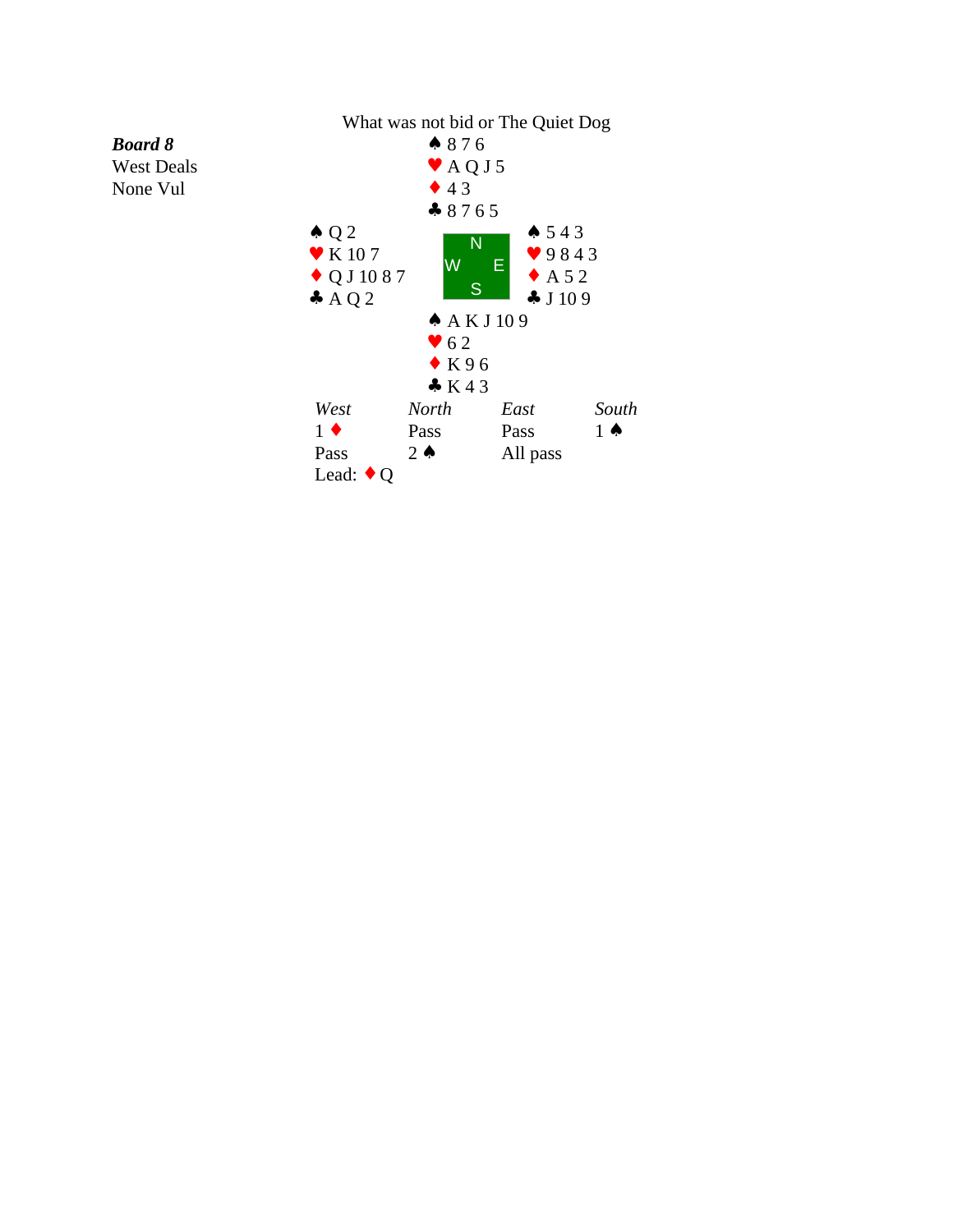# What was not bid or The Quiet Dog

***Board 8***
West Deals
None Vul

**North**
♠ 8 7 6
♥ A Q J 5
♦ 4 3
♣ 8 7 6 5

**West**
♠ Q 2
♥ K 10 7
♦ Q J 10 8 7
♣ A Q 2

**East**
♠ 5 4 3
♥ 9 8 4 3
♦ A 5 2
♣ J 10 9

**South**
♠ A K J 10 9
♥ 6 2
♦ K 9 6
♣ K 4 3

| *West* | *North* | *East* | *South* |
|---|---|---|---|
| 1 ♦ | Pass | Pass | 1 ♠ |
| Pass | 2 ♠ | All pass | |

Lead: ♦ Q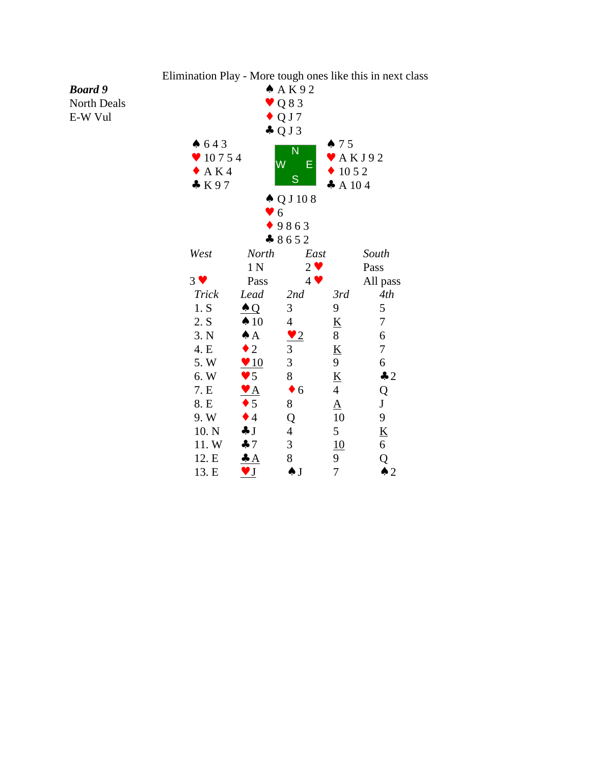## Elimination Play - More tough ones like this in next class

***Board 9***
North Deals
E-W Vul

**North**
♠ A K 9 2
♥ Q 8 3
♦ Q J 7
♣ Q J 3

**West**
♠ 6 4 3
♥ 10 7 5 4
♦ A K 4
♣ K 9 7

**East**
♠ 7 5
♥ A K J 9 2
♦ 10 5 2
♣ A 10 4

**South**
♠ Q J 10 8
♥ 6
♦ 9 8 6 3
♣ 8 6 5 2

| *West* | *North* | *East* | *South* |
|---|---|---|---|
| | 1 N | 2 ♥ | Pass |
| 3 ♥ | Pass | 4 ♥ | All pass |

| *Trick* | *Lead* | *2nd* | *3rd* | *4th* |
|---|---|---|---|---|
| 1. S | ♠ <u>Q</u> | 3 | 9 | 5 |
| 2. S | ♠ 10 | 4 | <u>K</u> | 7 |
| 3. N | ♠ A | ♥ <u>2</u> | 8 | 6 |
| 4. E | ♦ 2 | 3 | <u>K</u> | 7 |
| 5. W | ♥ <u>10</u> | 3 | 9 | 6 |
| 6. W | ♥ 5 | 8 | <u>K</u> | ♣ 2 |
| 7. E | ♥ <u>A</u> | ♦ 6 | 4 | Q |
| 8. E | ♦ 5 | 8 | <u>A</u> | J |
| 9. W | ♦ 4 | <u>Q</u> | 10 | 9 |
| 10. N | ♣ J | 4 | 5 | <u>K</u> |
| 11. W | ♣ 7 | 3 | <u>10</u> | 6 |
| 12. E | ♣ <u>A</u> | 8 | 9 | Q |
| 13. E | ♥ <u>J</u> | ♠ J | 7 | ♠ 2 |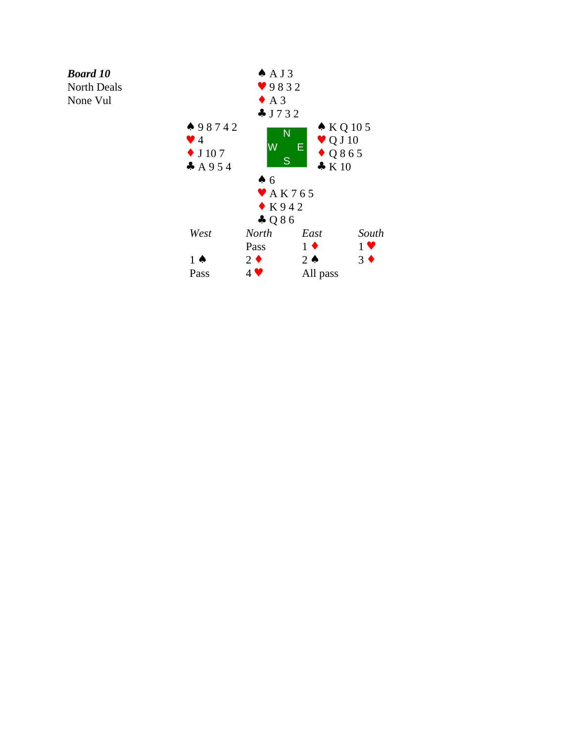***Board 10***
North Deals
None Vul

| | | |
|---|---|---|
| | ♠ A J 3<br>♥ 9 8 3 2<br>♦ A 3<br>♣ J 7 3 2 | |
| ♠ 9 8 7 4 2<br>♥ 4<br>♦ J 10 7<br>♣ A 9 5 4 | N<br>W E<br>S | ♠ K Q 10 5<br>♥ Q J 10<br>♦ Q 8 6 5<br>♣ K 10 |
| | ♠ 6<br>♥ A K 7 6 5<br>♦ K 9 4 2<br>♣ Q 8 6 | |

| *West* | *North* | *East* | *South* |
|---|---|---|---|
| | Pass | 1 ♦ | 1 ♥ |
| 1 ♠ | 2 ♦ | 2 ♠ | 3 ♦ |
| Pass | 4 ♥ | All pass | |